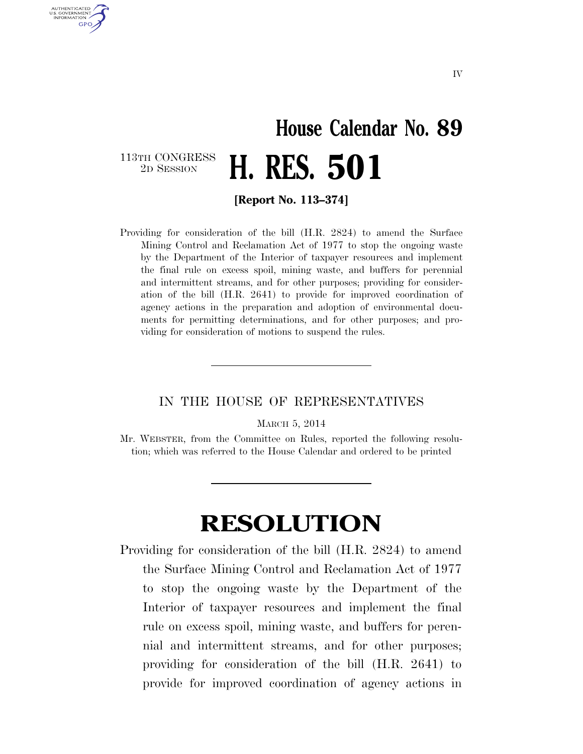# House Calendar No. 89

113TH CONGRESS
2D SESSION

# H. RES. 501

**[Report No. 113–374]**

Providing for consideration of the bill (H.R. 2824) to amend the Surface Mining Control and Reclamation Act of 1977 to stop the ongoing waste by the Department of the Interior of taxpayer resources and implement the final rule on excess spoil, mining waste, and buffers for perennial and intermittent streams, and for other purposes; providing for consideration of the bill (H.R. 2641) to provide for improved coordination of agency actions in the preparation and adoption of environmental documents for permitting determinations, and for other purposes; and providing for consideration of motions to suspend the rules.

---

IN THE HOUSE OF REPRESENTATIVES

MARCH 5, 2014

Mr. WEBSTER, from the Committee on Rules, reported the following resolution; which was referred to the House Calendar and ordered to be printed

---

# RESOLUTION

Providing for consideration of the bill (H.R. 2824) to amend the Surface Mining Control and Reclamation Act of 1977 to stop the ongoing waste by the Department of the Interior of taxpayer resources and implement the final rule on excess spoil, mining waste, and buffers for perennial and intermittent streams, and for other purposes; providing for consideration of the bill (H.R. 2641) to provide for improved coordination of agency actions in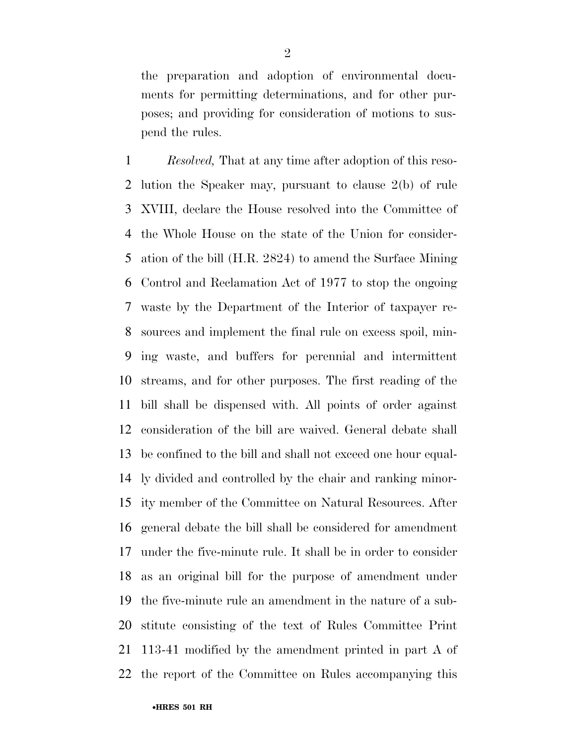the preparation and adoption of environmental documents for permitting determinations, and for other purposes; and providing for consideration of motions to suspend the rules.

1 *Resolved,* That at any time after adoption of this reso-
2 lution the Speaker may, pursuant to clause 2(b) of rule
3 XVIII, declare the House resolved into the Committee of
4 the Whole House on the state of the Union for consider-
5 ation of the bill (H.R. 2824) to amend the Surface Mining
6 Control and Reclamation Act of 1977 to stop the ongoing
7 waste by the Department of the Interior of taxpayer re-
8 sources and implement the final rule on excess spoil, min-
9 ing waste, and buffers for perennial and intermittent
10 streams, and for other purposes. The first reading of the
11 bill shall be dispensed with. All points of order against
12 consideration of the bill are waived. General debate shall
13 be confined to the bill and shall not exceed one hour equal-
14 ly divided and controlled by the chair and ranking minor-
15 ity member of the Committee on Natural Resources. After
16 general debate the bill shall be considered for amendment
17 under the five-minute rule. It shall be in order to consider
18 as an original bill for the purpose of amendment under
19 the five-minute rule an amendment in the nature of a sub-
20 stitute consisting of the text of Rules Committee Print
21 113-41 modified by the amendment printed in part A of
22 the report of the Committee on Rules accompanying this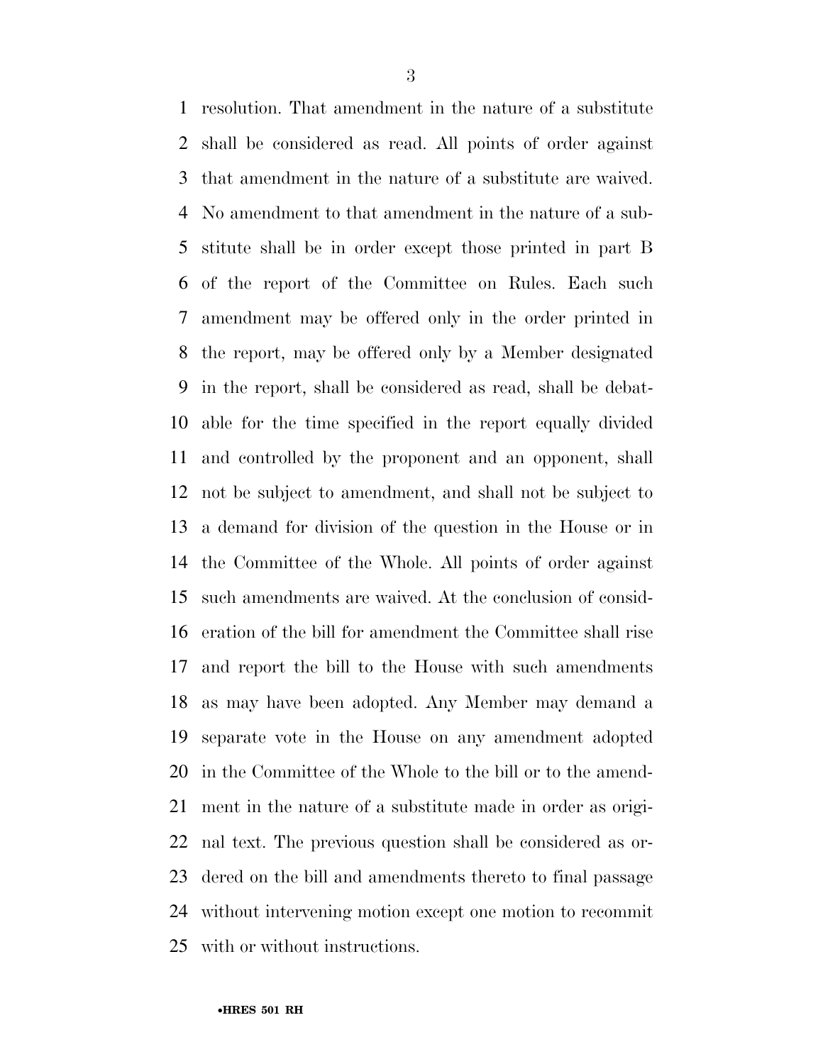resolution. That amendment in the nature of a substitute shall be considered as read. All points of order against that amendment in the nature of a substitute are waived. No amendment to that amendment in the nature of a substitute shall be in order except those printed in part B of the report of the Committee on Rules. Each such amendment may be offered only in the order printed in the report, may be offered only by a Member designated in the report, shall be considered as read, shall be debatable for the time specified in the report equally divided and controlled by the proponent and an opponent, shall not be subject to amendment, and shall not be subject to a demand for division of the question in the House or in the Committee of the Whole. All points of order against such amendments are waived. At the conclusion of consideration of the bill for amendment the Committee shall rise and report the bill to the House with such amendments as may have been adopted. Any Member may demand a separate vote in the House on any amendment adopted in the Committee of the Whole to the bill or to the amendment in the nature of a substitute made in order as original text. The previous question shall be considered as ordered on the bill and amendments thereto to final passage without intervening motion except one motion to recommit with or without instructions.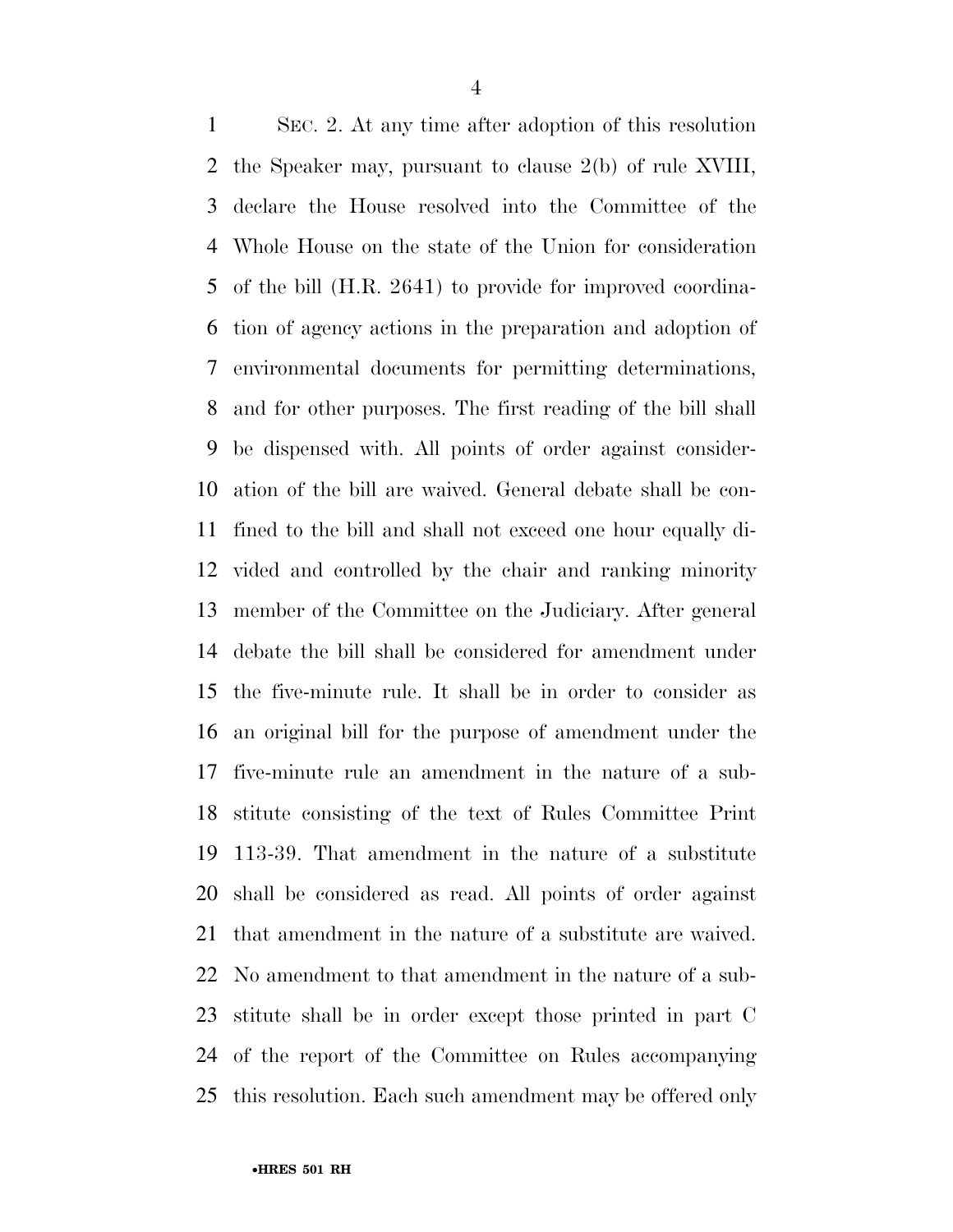SEC. 2. At any time after adoption of this resolution the Speaker may, pursuant to clause 2(b) of rule XVIII, declare the House resolved into the Committee of the Whole House on the state of the Union for consideration of the bill (H.R. 2641) to provide for improved coordination of agency actions in the preparation and adoption of environmental documents for permitting determinations, and for other purposes. The first reading of the bill shall be dispensed with. All points of order against consideration of the bill are waived. General debate shall be confined to the bill and shall not exceed one hour equally divided and controlled by the chair and ranking minority member of the Committee on the Judiciary. After general debate the bill shall be considered for amendment under the five-minute rule. It shall be in order to consider as an original bill for the purpose of amendment under the five-minute rule an amendment in the nature of a substitute consisting of the text of Rules Committee Print 113-39. That amendment in the nature of a substitute shall be considered as read. All points of order against that amendment in the nature of a substitute are waived. No amendment to that amendment in the nature of a substitute shall be in order except those printed in part C of the report of the Committee on Rules accompanying this resolution. Each such amendment may be offered only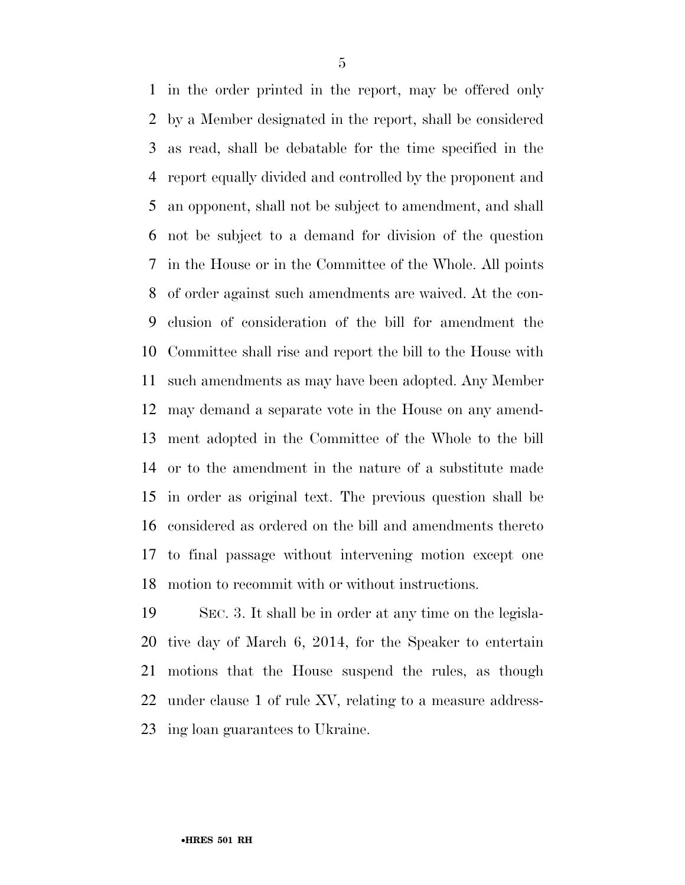in the order printed in the report, may be offered only by a Member designated in the report, shall be considered as read, shall be debatable for the time specified in the report equally divided and controlled by the proponent and an opponent, shall not be subject to amendment, and shall not be subject to a demand for division of the question in the House or in the Committee of the Whole. All points of order against such amendments are waived. At the conclusion of consideration of the bill for amendment the Committee shall rise and report the bill to the House with such amendments as may have been adopted. Any Member may demand a separate vote in the House on any amendment adopted in the Committee of the Whole to the bill or to the amendment in the nature of a substitute made in order as original text. The previous question shall be considered as ordered on the bill and amendments thereto to final passage without intervening motion except one motion to recommit with or without instructions.

SEC. 3. It shall be in order at any time on the legislative day of March 6, 2014, for the Speaker to entertain motions that the House suspend the rules, as though under clause 1 of rule XV, relating to a measure addressing loan guarantees to Ukraine.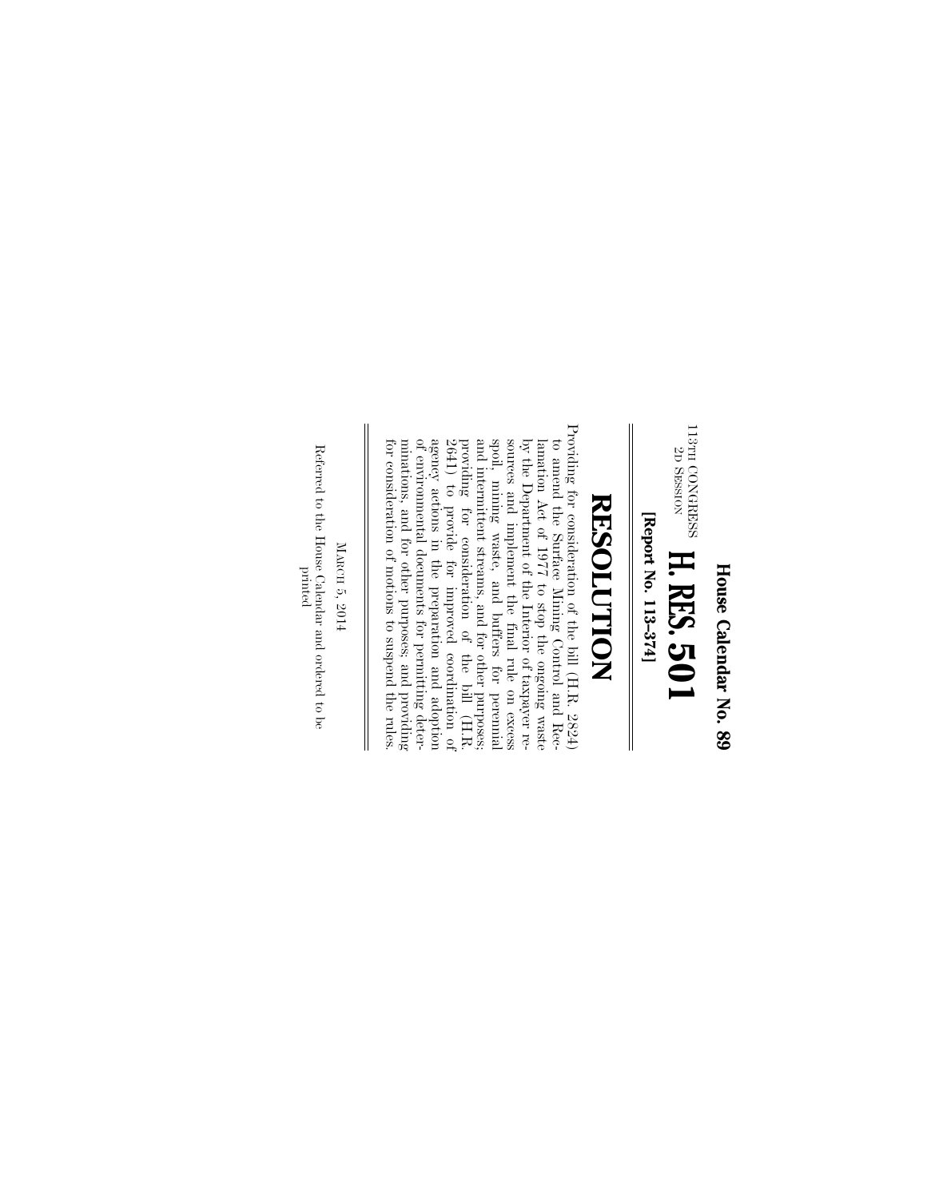# House Calendar No. 89

113TH CONGRESS
2D SESSION

# H. RES. 501

**[Report No. 113–374]**

# RESOLUTION

Providing for consideration of the bill (H.R. 2824) to amend the Surface Mining Control and Reclamation Act of 1977 to stop the ongoing waste by the Department of the Interior of taxpayer resources and implement the final rule on excess spoil, mining waste, and buffers for perennial and intermittent streams, and for other purposes; providing for consideration of the bill (H.R. 2641) to provide for improved coordination of agency actions in the preparation and adoption of environmental documents for permitting determinations, and for other purposes; and providing for consideration of motions to suspend the rules.

MARCH 5, 2014

Referred to the House Calendar and ordered to be printed